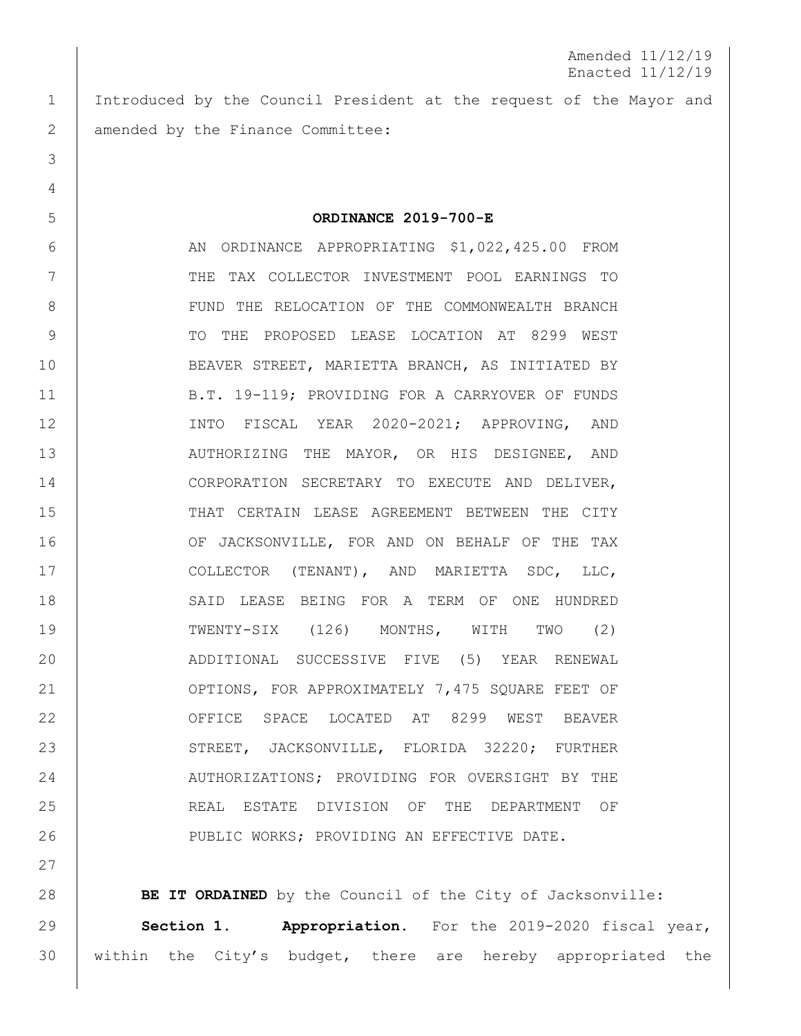Amended 11/12/19
Enacted 11/12/19

Introduced by the Council President at the request of the Mayor and amended by the Finance Committee:

**ORDINANCE 2019-700-E**

AN ORDINANCE APPROPRIATING $1,022,425.00 FROM THE TAX COLLECTOR INVESTMENT POOL EARNINGS TO FUND THE RELOCATION OF THE COMMONWEALTH BRANCH TO THE PROPOSED LEASE LOCATION AT 8299 WEST BEAVER STREET, MARIETTA BRANCH, AS INITIATED BY B.T. 19-119; PROVIDING FOR A CARRYOVER OF FUNDS INTO FISCAL YEAR 2020-2021; APPROVING, AND AUTHORIZING THE MAYOR, OR HIS DESIGNEE, AND CORPORATION SECRETARY TO EXECUTE AND DELIVER, THAT CERTAIN LEASE AGREEMENT BETWEEN THE CITY OF JACKSONVILLE, FOR AND ON BEHALF OF THE TAX COLLECTOR (TENANT), AND MARIETTA SDC, LLC, SAID LEASE BEING FOR A TERM OF ONE HUNDRED TWENTY-SIX (126) MONTHS, WITH TWO (2) ADDITIONAL SUCCESSIVE FIVE (5) YEAR RENEWAL OPTIONS, FOR APPROXIMATELY 7,475 SQUARE FEET OF OFFICE SPACE LOCATED AT 8299 WEST BEAVER STREET, JACKSONVILLE, FLORIDA 32220; FURTHER AUTHORIZATIONS; PROVIDING FOR OVERSIGHT BY THE REAL ESTATE DIVISION OF THE DEPARTMENT OF PUBLIC WORKS; PROVIDING AN EFFECTIVE DATE.

**BE IT ORDAINED** by the Council of the City of Jacksonville:

**Section 1. Appropriation.** For the 2019-2020 fiscal year, within the City's budget, there are hereby appropriated the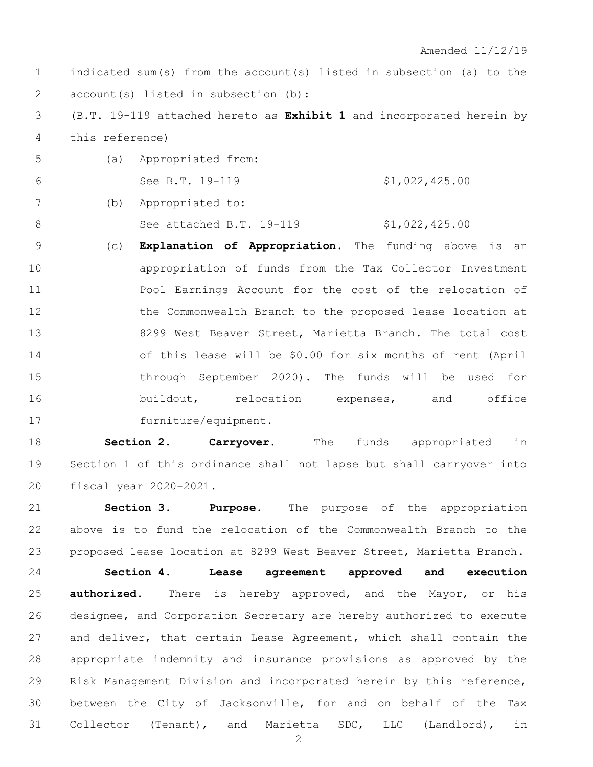Amended 11/12/19

indicated sum(s) from the account(s) listed in subsection (a) to the account(s) listed in subsection (b):

(B.T. 19-119 attached hereto as **Exhibit 1** and incorporated herein by this reference)

(a) Appropriated from:

See B.T. 19-119 $1,022,425.00

(b) Appropriated to:

See attached B.T. 19-119 $1,022,425.00

(c) **Explanation of Appropriation.** The funding above is an appropriation of funds from the Tax Collector Investment Pool Earnings Account for the cost of the relocation of the Commonwealth Branch to the proposed lease location at 8299 West Beaver Street, Marietta Branch. The total cost of this lease will be $0.00 for six months of rent (April through September 2020). The funds will be used for buildout, relocation expenses, and office furniture/equipment.

**Section 2. Carryover.** The funds appropriated in Section 1 of this ordinance shall not lapse but shall carryover into fiscal year 2020-2021.

**Section 3. Purpose.** The purpose of the appropriation above is to fund the relocation of the Commonwealth Branch to the proposed lease location at 8299 West Beaver Street, Marietta Branch.

**Section 4. Lease agreement approved and execution authorized.** There is hereby approved, and the Mayor, or his designee, and Corporation Secretary are hereby authorized to execute and deliver, that certain Lease Agreement, which shall contain the appropriate indemnity and insurance provisions as approved by the Risk Management Division and incorporated herein by this reference, between the City of Jacksonville, for and on behalf of the Tax Collector (Tenant), and Marietta SDC, LLC (Landlord), in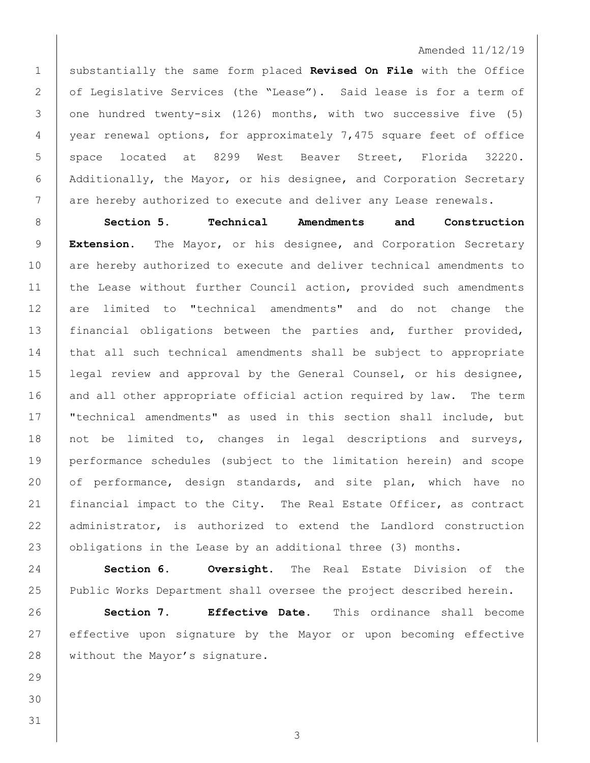Amended 11/12/19

substantially the same form placed **Revised On File** with the Office of Legislative Services (the "Lease"). Said lease is for a term of one hundred twenty-six (126) months, with two successive five (5) year renewal options, for approximately 7,475 square feet of office space located at 8299 West Beaver Street, Florida 32220. Additionally, the Mayor, or his designee, and Corporation Secretary are hereby authorized to execute and deliver any Lease renewals.

**Section 5. Technical Amendments and Construction Extension.** The Mayor, or his designee, and Corporation Secretary are hereby authorized to execute and deliver technical amendments to the Lease without further Council action, provided such amendments are limited to "technical amendments" and do not change the financial obligations between the parties and, further provided, that all such technical amendments shall be subject to appropriate legal review and approval by the General Counsel, or his designee, and all other appropriate official action required by law. The term "technical amendments" as used in this section shall include, but not be limited to, changes in legal descriptions and surveys, performance schedules (subject to the limitation herein) and scope of performance, design standards, and site plan, which have no financial impact to the City. The Real Estate Officer, as contract administrator, is authorized to extend the Landlord construction obligations in the Lease by an additional three (3) months.

**Section 6. Oversight.** The Real Estate Division of the Public Works Department shall oversee the project described herein.

**Section 7. Effective Date.** This ordinance shall become effective upon signature by the Mayor or upon becoming effective without the Mayor's signature.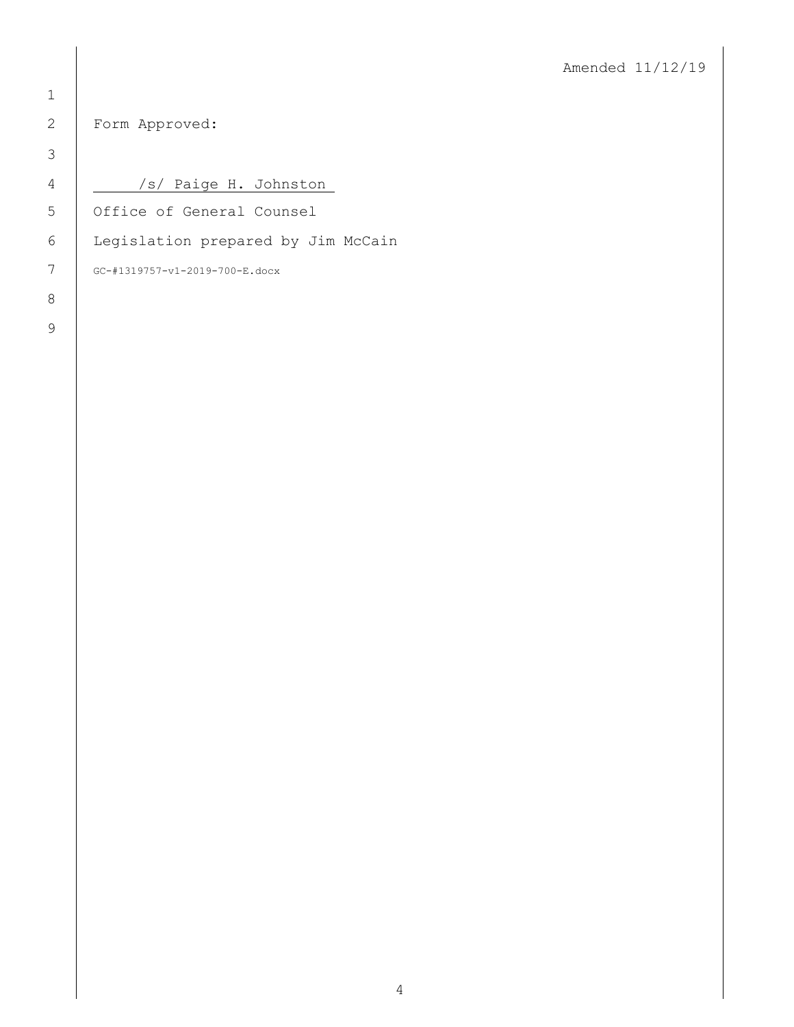Amended 11/12/19

Form Approved:

/s/ Paige H. Johnston

Office of General Counsel

Legislation prepared by Jim McCain

GC-#1319757-v1-2019-700-E.docx